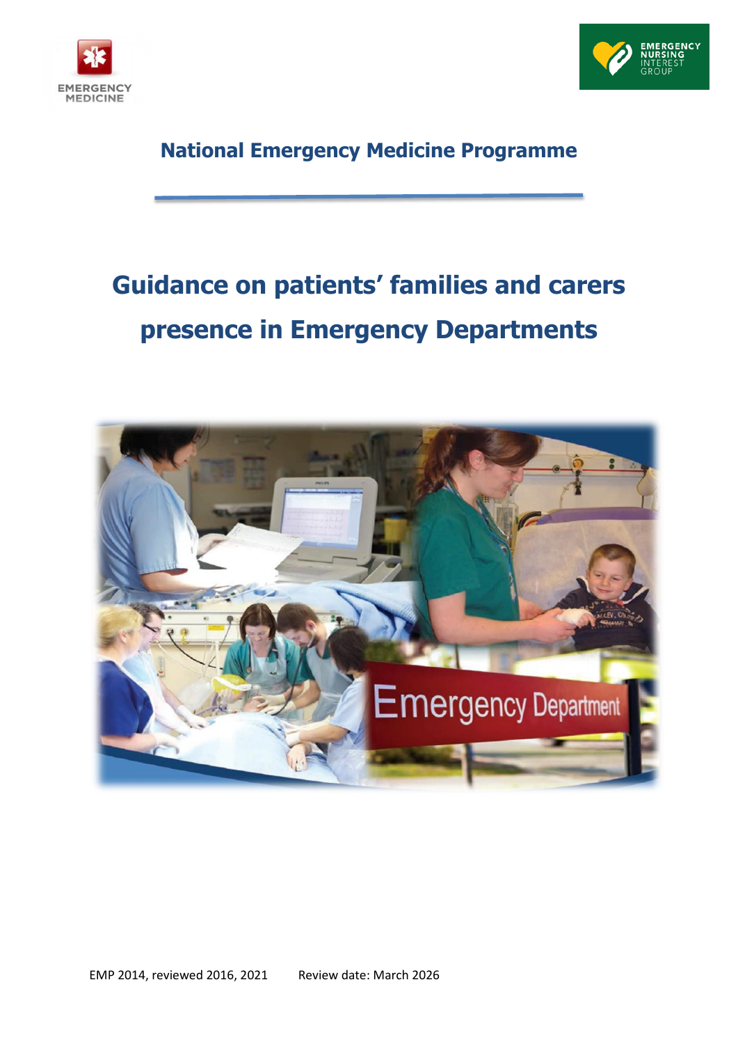EMERGENCY MEDICINE

EMERGENCY NURSING INTEREST GROUP

## National Emergency Medicine Programme

# Guidance on patients' families and carers presence in Emergency Departments

EMP 2014, reviewed 2016, 2021 Review date: March 2026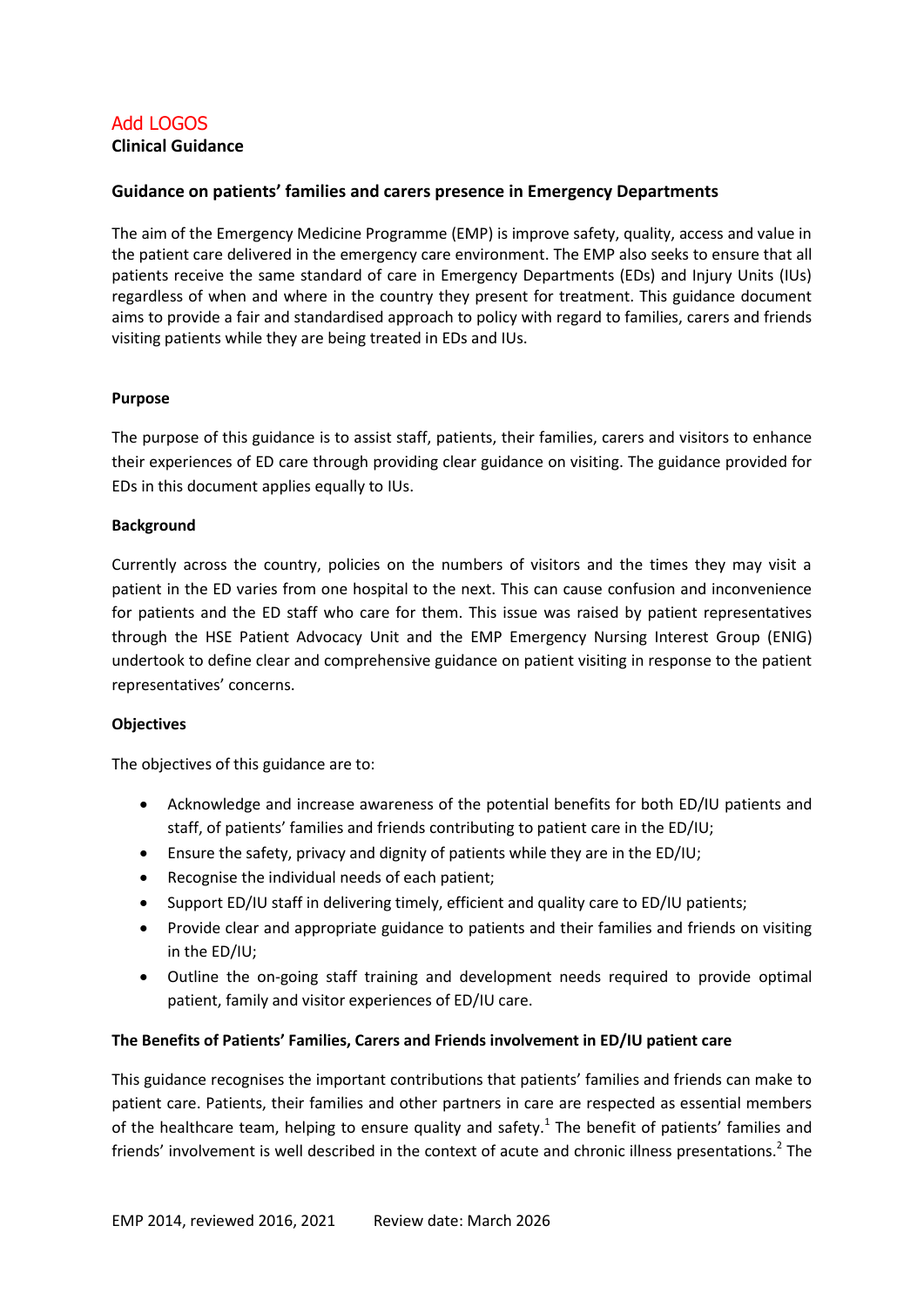Add LOGOS

**Clinical Guidance**

## Guidance on patients' families and carers presence in Emergency Departments

The aim of the Emergency Medicine Programme (EMP) is improve safety, quality, access and value in the patient care delivered in the emergency care environment. The EMP also seeks to ensure that all patients receive the same standard of care in Emergency Departments (EDs) and Injury Units (IUs) regardless of when and where in the country they present for treatment. This guidance document aims to provide a fair and standardised approach to policy with regard to families, carers and friends visiting patients while they are being treated in EDs and IUs.

### Purpose

The purpose of this guidance is to assist staff, patients, their families, carers and visitors to enhance their experiences of ED care through providing clear guidance on visiting. The guidance provided for EDs in this document applies equally to IUs.

### Background

Currently across the country, policies on the numbers of visitors and the times they may visit a patient in the ED varies from one hospital to the next. This can cause confusion and inconvenience for patients and the ED staff who care for them. This issue was raised by patient representatives through the HSE Patient Advocacy Unit and the EMP Emergency Nursing Interest Group (ENIG) undertook to define clear and comprehensive guidance on patient visiting in response to the patient representatives' concerns.

### Objectives

The objectives of this guidance are to:

- Acknowledge and increase awareness of the potential benefits for both ED/IU patients and staff, of patients' families and friends contributing to patient care in the ED/IU;
- Ensure the safety, privacy and dignity of patients while they are in the ED/IU;
- Recognise the individual needs of each patient;
- Support ED/IU staff in delivering timely, efficient and quality care to ED/IU patients;
- Provide clear and appropriate guidance to patients and their families and friends on visiting in the ED/IU;
- Outline the on-going staff training and development needs required to provide optimal patient, family and visitor experiences of ED/IU care.

### The Benefits of Patients' Families, Carers and Friends involvement in ED/IU patient care

This guidance recognises the important contributions that patients' families and friends can make to patient care. Patients, their families and other partners in care are respected as essential members of the healthcare team, helping to ensure quality and safety.[1] The benefit of patients' families and friends' involvement is well described in the context of acute and chronic illness presentations.[2] The

EMP 2014, reviewed 2016, 2021 Review date: March 2026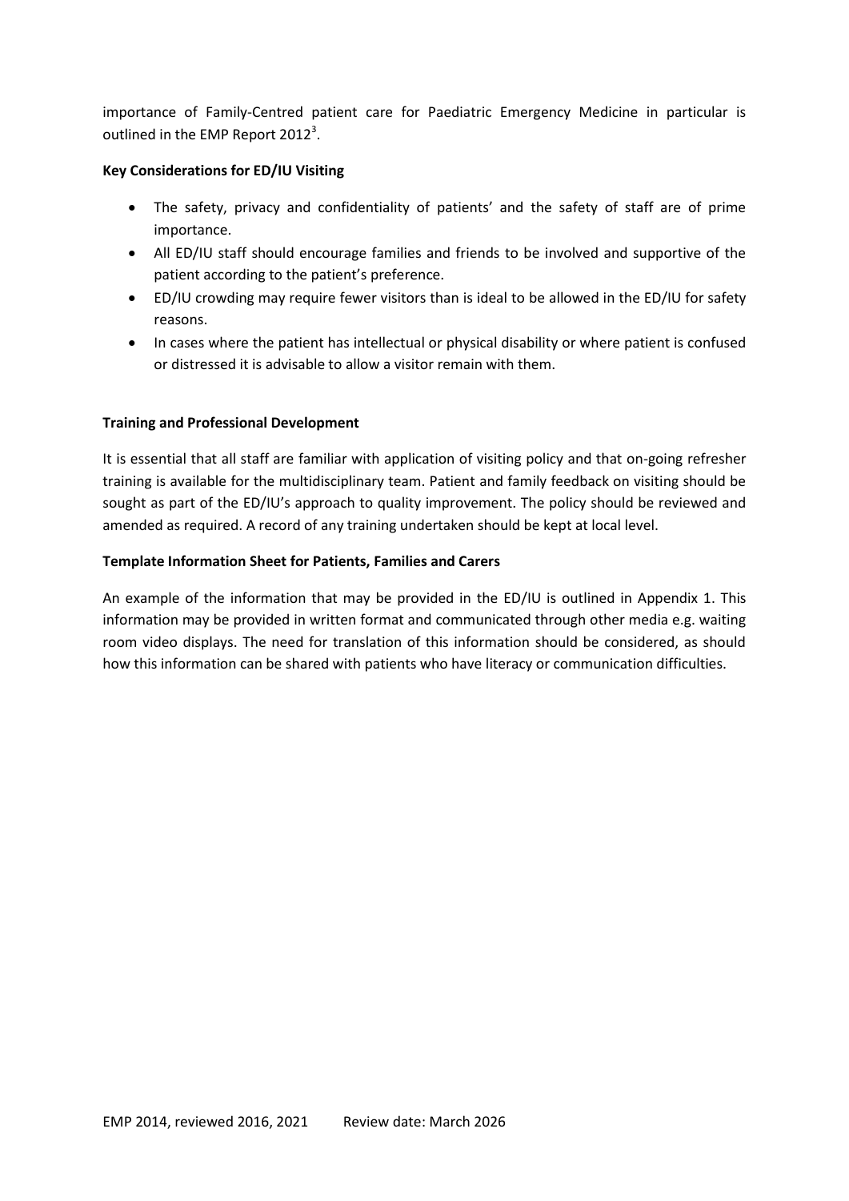importance of Family-Centred patient care for Paediatric Emergency Medicine in particular is outlined in the EMP Report 2012[3].

**Key Considerations for ED/IU Visiting**

- The safety, privacy and confidentiality of patients' and the safety of staff are of prime importance.
- All ED/IU staff should encourage families and friends to be involved and supportive of the patient according to the patient's preference.
- ED/IU crowding may require fewer visitors than is ideal to be allowed in the ED/IU for safety reasons.
- In cases where the patient has intellectual or physical disability or where patient is confused or distressed it is advisable to allow a visitor remain with them.

**Training and Professional Development**

It is essential that all staff are familiar with application of visiting policy and that on-going refresher training is available for the multidisciplinary team. Patient and family feedback on visiting should be sought as part of the ED/IU's approach to quality improvement. The policy should be reviewed and amended as required. A record of any training undertaken should be kept at local level.

**Template Information Sheet for Patients, Families and Carers**

An example of the information that may be provided in the ED/IU is outlined in Appendix 1. This information may be provided in written format and communicated through other media e.g. waiting room video displays. The need for translation of this information should be considered, as should how this information can be shared with patients who have literacy or communication difficulties.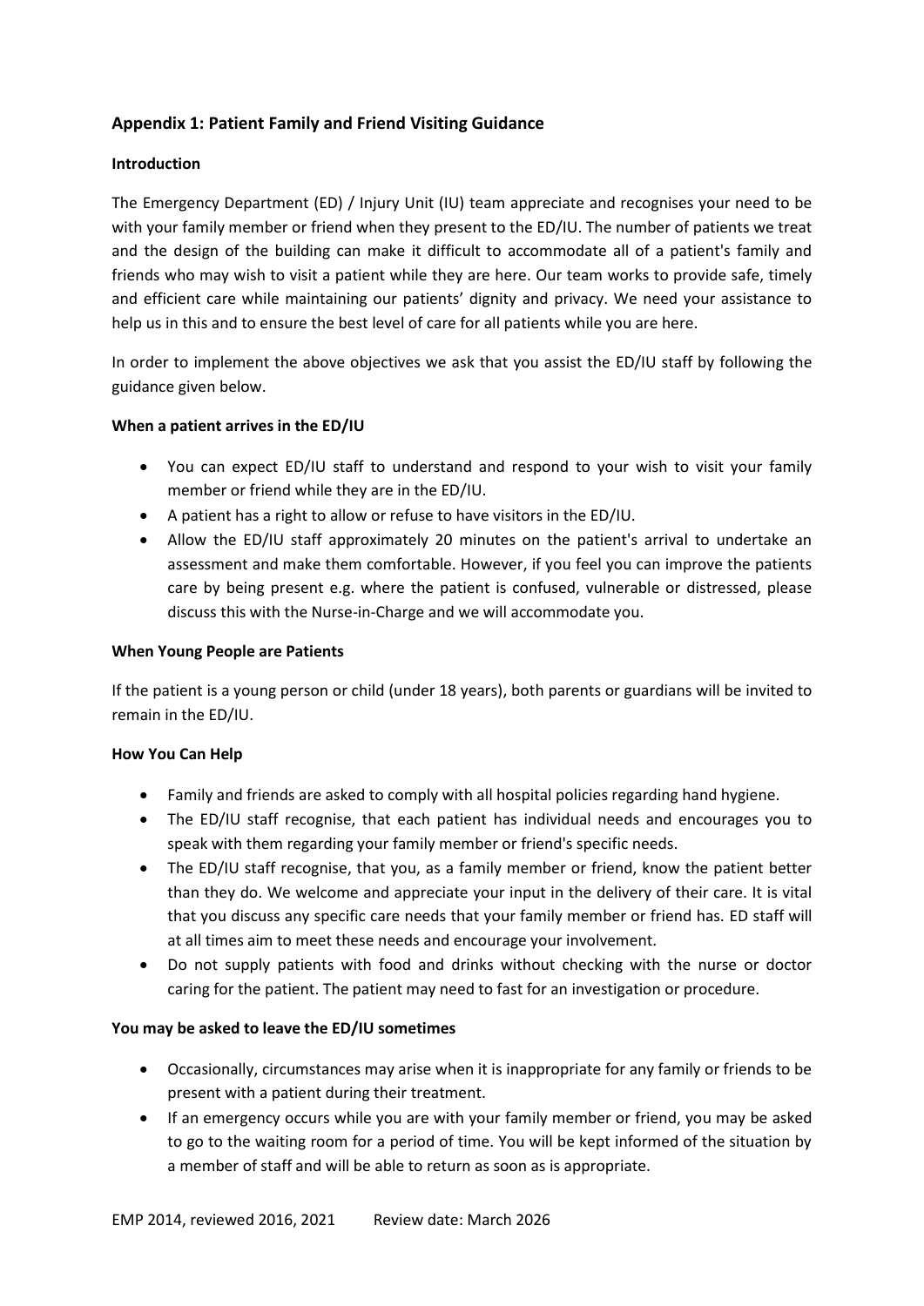## Appendix 1: Patient Family and Friend Visiting Guidance

### Introduction

The Emergency Department (ED) / Injury Unit (IU) team appreciate and recognises your need to be with your family member or friend when they present to the ED/IU. The number of patients we treat and the design of the building can make it difficult to accommodate all of a patient's family and friends who may wish to visit a patient while they are here. Our team works to provide safe, timely and efficient care while maintaining our patients' dignity and privacy. We need your assistance to help us in this and to ensure the best level of care for all patients while you are here.

In order to implement the above objectives we ask that you assist the ED/IU staff by following the guidance given below.

### When a patient arrives in the ED/IU

- You can expect ED/IU staff to understand and respond to your wish to visit your family member or friend while they are in the ED/IU.
- A patient has a right to allow or refuse to have visitors in the ED/IU.
- Allow the ED/IU staff approximately 20 minutes on the patient's arrival to undertake an assessment and make them comfortable. However, if you feel you can improve the patients care by being present e.g. where the patient is confused, vulnerable or distressed, please discuss this with the Nurse-in-Charge and we will accommodate you.

### When Young People are Patients

If the patient is a young person or child (under 18 years), both parents or guardians will be invited to remain in the ED/IU.

### How You Can Help

- Family and friends are asked to comply with all hospital policies regarding hand hygiene.
- The ED/IU staff recognise, that each patient has individual needs and encourages you to speak with them regarding your family member or friend's specific needs.
- The ED/IU staff recognise, that you, as a family member or friend, know the patient better than they do. We welcome and appreciate your input in the delivery of their care. It is vital that you discuss any specific care needs that your family member or friend has. ED staff will at all times aim to meet these needs and encourage your involvement.
- Do not supply patients with food and drinks without checking with the nurse or doctor caring for the patient. The patient may need to fast for an investigation or procedure.

### You may be asked to leave the ED/IU sometimes

- Occasionally, circumstances may arise when it is inappropriate for any family or friends to be present with a patient during their treatment.
- If an emergency occurs while you are with your family member or friend, you may be asked to go to the waiting room for a period of time. You will be kept informed of the situation by a member of staff and will be able to return as soon as is appropriate.

EMP 2014, reviewed 2016, 2021 Review date: March 2026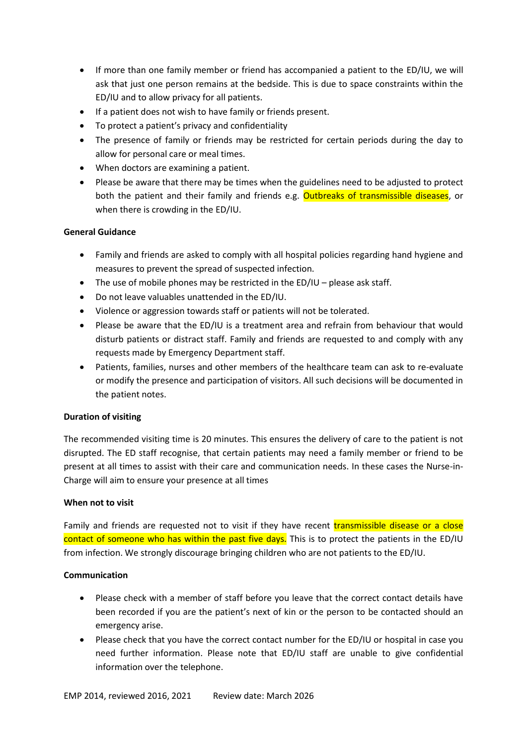- If more than one family member or friend has accompanied a patient to the ED/IU, we will ask that just one person remains at the bedside. This is due to space constraints within the ED/IU and to allow privacy for all patients.
- If a patient does not wish to have family or friends present.
- To protect a patient's privacy and confidentiality
- The presence of family or friends may be restricted for certain periods during the day to allow for personal care or meal times.
- When doctors are examining a patient.
- Please be aware that there may be times when the guidelines need to be adjusted to protect both the patient and their family and friends e.g. Outbreaks of transmissible diseases, or when there is crowding in the ED/IU.

**General Guidance**

- Family and friends are asked to comply with all hospital policies regarding hand hygiene and measures to prevent the spread of suspected infection.
- The use of mobile phones may be restricted in the ED/IU – please ask staff.
- Do not leave valuables unattended in the ED/IU.
- Violence or aggression towards staff or patients will not be tolerated.
- Please be aware that the ED/IU is a treatment area and refrain from behaviour that would disturb patients or distract staff. Family and friends are requested to and comply with any requests made by Emergency Department staff.
- Patients, families, nurses and other members of the healthcare team can ask to re-evaluate or modify the presence and participation of visitors. All such decisions will be documented in the patient notes.

**Duration of visiting**

The recommended visiting time is 20 minutes. This ensures the delivery of care to the patient is not disrupted. The ED staff recognise, that certain patients may need a family member or friend to be present at all times to assist with their care and communication needs. In these cases the Nurse-in-Charge will aim to ensure your presence at all times

**When not to visit**

Family and friends are requested not to visit if they have recent transmissible disease or a close contact of someone who has within the past five days. This is to protect the patients in the ED/IU from infection. We strongly discourage bringing children who are not patients to the ED/IU.

**Communication**

- Please check with a member of staff before you leave that the correct contact details have been recorded if you are the patient's next of kin or the person to be contacted should an emergency arise.
- Please check that you have the correct contact number for the ED/IU or hospital in case you need further information. Please note that ED/IU staff are unable to give confidential information over the telephone.

EMP 2014, reviewed 2016, 2021 Review date: March 2026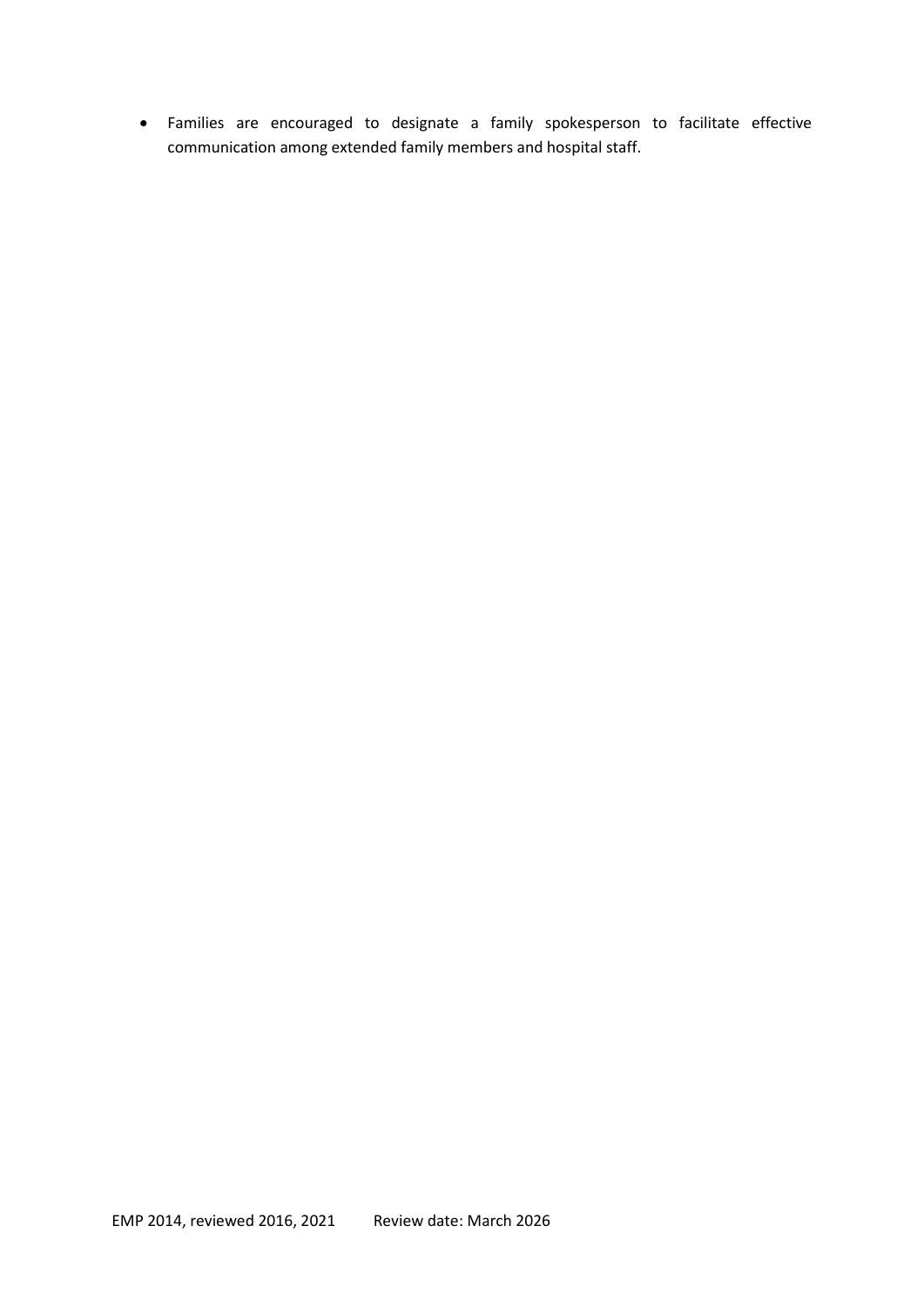- Families are encouraged to designate a family spokesperson to facilitate effective communication among extended family members and hospital staff.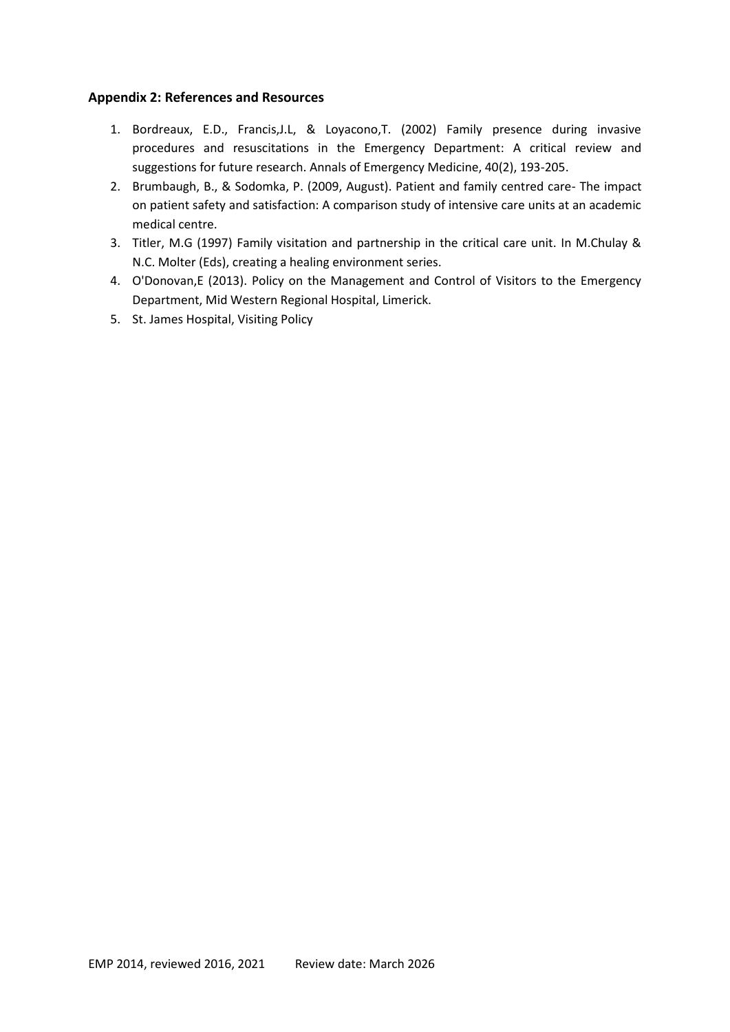### Appendix 2: References and Resources

1. Bordreaux, E.D., Francis,J.L, & Loyacono,T. (2002) Family presence during invasive procedures and resuscitations in the Emergency Department: A critical review and suggestions for future research. Annals of Emergency Medicine, 40(2), 193-205.
2. Brumbaugh, B., & Sodomka, P. (2009, August). Patient and family centred care- The impact on patient safety and satisfaction: A comparison study of intensive care units at an academic medical centre.
3. Titler, M.G (1997) Family visitation and partnership in the critical care unit. In M.Chulay & N.C. Molter (Eds), creating a healing environment series.
4. O'Donovan,E (2013). Policy on the Management and Control of Visitors to the Emergency Department, Mid Western Regional Hospital, Limerick.
5. St. James Hospital, Visiting Policy

EMP 2014, reviewed 2016, 2021 Review date: March 2026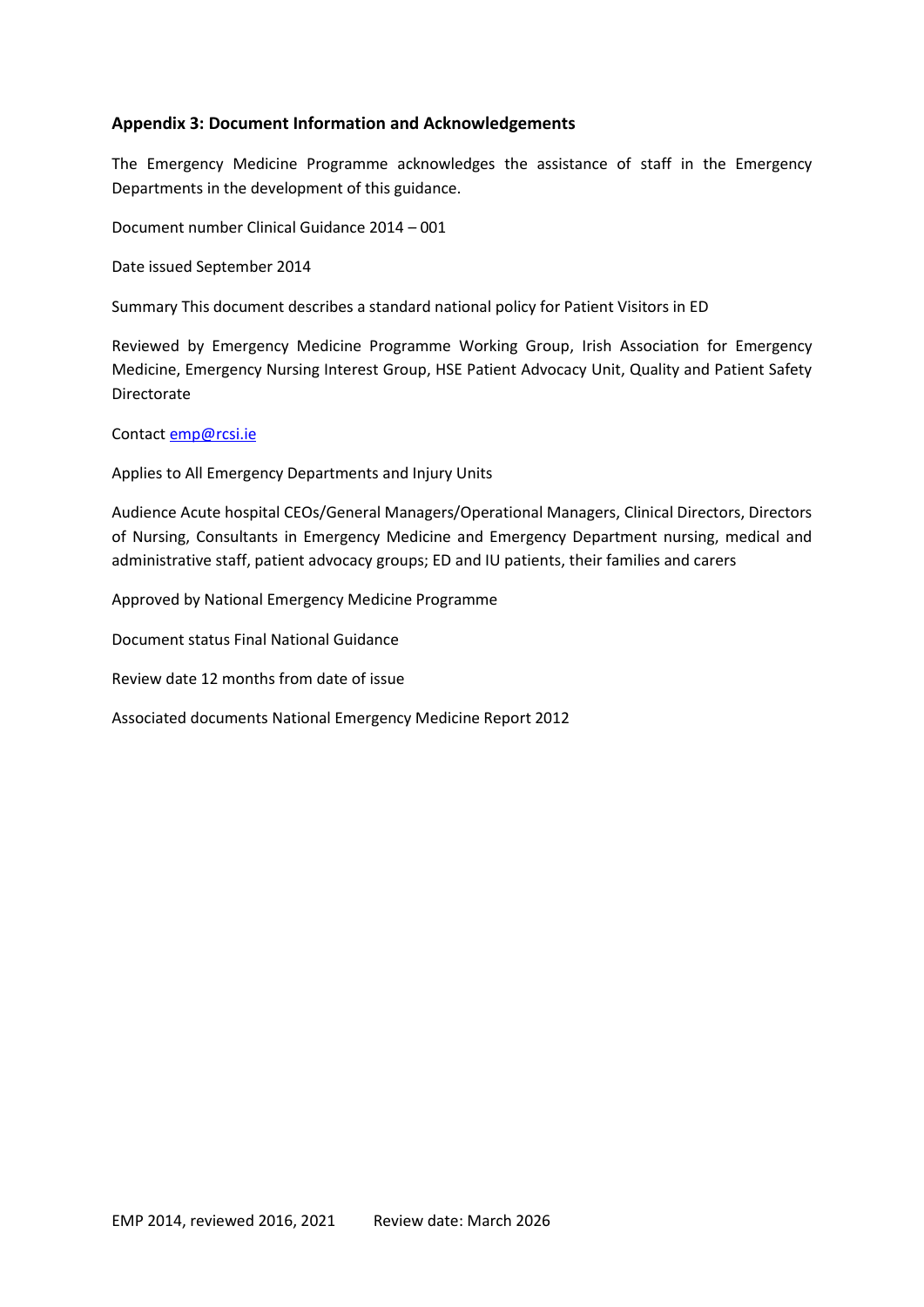### Appendix 3: Document Information and Acknowledgements

The Emergency Medicine Programme acknowledges the assistance of staff in the Emergency Departments in the development of this guidance.

Document number Clinical Guidance 2014 – 001

Date issued September 2014

Summary This document describes a standard national policy for Patient Visitors in ED

Reviewed by Emergency Medicine Programme Working Group, Irish Association for Emergency Medicine, Emergency Nursing Interest Group, HSE Patient Advocacy Unit, Quality and Patient Safety Directorate

Contact emp@rcsi.ie

Applies to All Emergency Departments and Injury Units

Audience Acute hospital CEOs/General Managers/Operational Managers, Clinical Directors, Directors of Nursing, Consultants in Emergency Medicine and Emergency Department nursing, medical and administrative staff, patient advocacy groups; ED and IU patients, their families and carers

Approved by National Emergency Medicine Programme

Document status Final National Guidance

Review date 12 months from date of issue

Associated documents National Emergency Medicine Report 2012

EMP 2014, reviewed 2016, 2021 Review date: March 2026